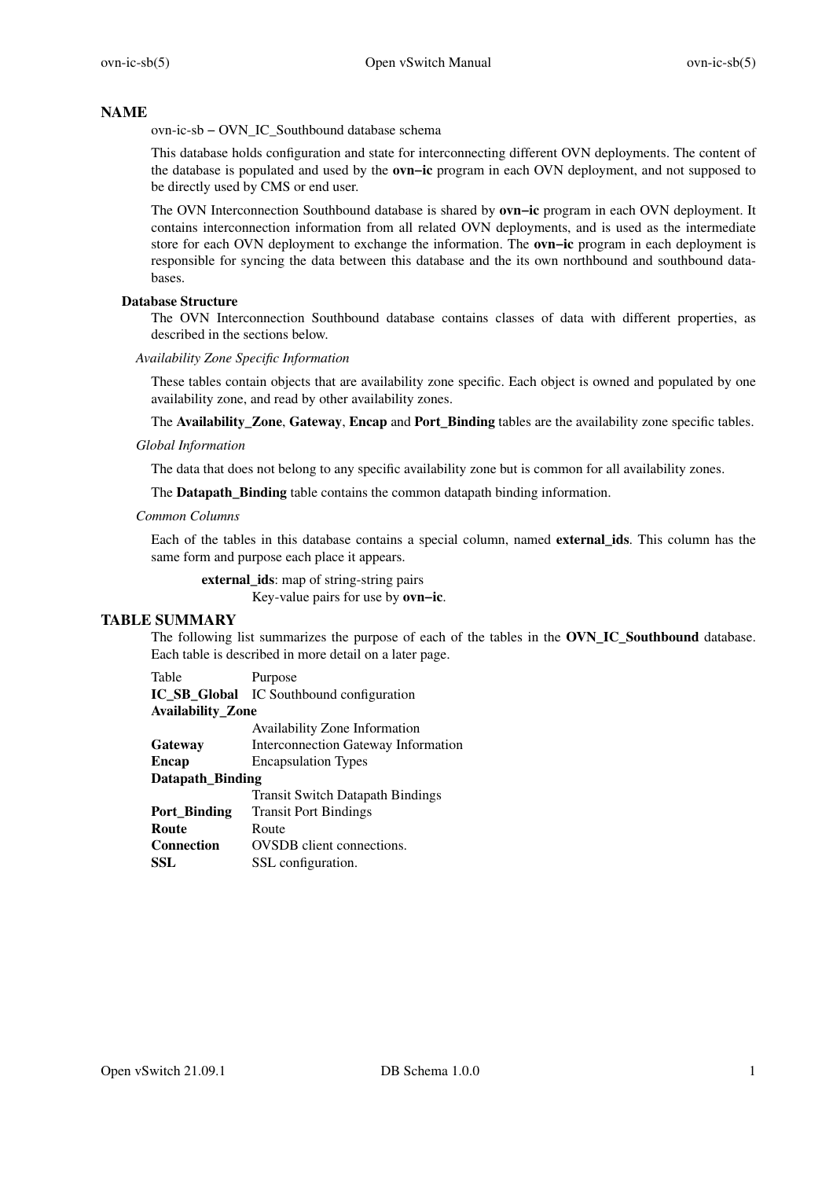# NAME

ovn-ic-sb – OVN_IC_Southbound database schema

This database holds configuration and state for interconnecting different OVN deployments. The content of the database is populated and used by the **ovn–ic** program in each OVN deployment, and not supposed to be directly used by CMS or end user.

The OVN Interconnection Southbound database is shared by **ovn–ic** program in each OVN deployment. It contains interconnection information from all related OVN deployments, and is used as the intermediate store for each OVN deployment to exchange the information. The **ovn–ic** program in each deployment is responsible for syncing the data between this database and the its own northbound and southbound databases.

## Database Structure

The OVN Interconnection Southbound database contains classes of data with different properties, as described in the sections below.

### *Availability Zone Specific Information*

These tables contain objects that are availability zone specific. Each object is owned and populated by one availability zone, and read by other availability zones.

The **Availability_Zone**, **Gateway**, **Encap** and **Port_Binding** tables are the availability zone specific tables.

### *Global Information*

The data that does not belong to any specific availability zone but is common for all availability zones.

The **Datapath_Binding** table contains the common datapath binding information.

### *Common Columns*

Each of the tables in this database contains a special column, named **external_ids**. This column has the same form and purpose each place it appears.

**external_ids**: map of string-string pairs
Key-value pairs for use by **ovn–ic**.

# TABLE SUMMARY

The following list summarizes the purpose of each of the tables in the **OVN_IC_Southbound** database. Each table is described in more detail on a later page.

| Table | Purpose |
| --- | --- |
| **IC_SB_Global** | IC Southbound configuration |
| **Availability_Zone** | Availability Zone Information |
| **Gateway** | Interconnection Gateway Information |
| **Encap** | Encapsulation Types |
| **Datapath_Binding** | Transit Switch Datapath Bindings |
| **Port_Binding** | Transit Port Bindings |
| **Route** | Route |
| **Connection** | OVSDB client connections. |
| **SSL** | SSL configuration. |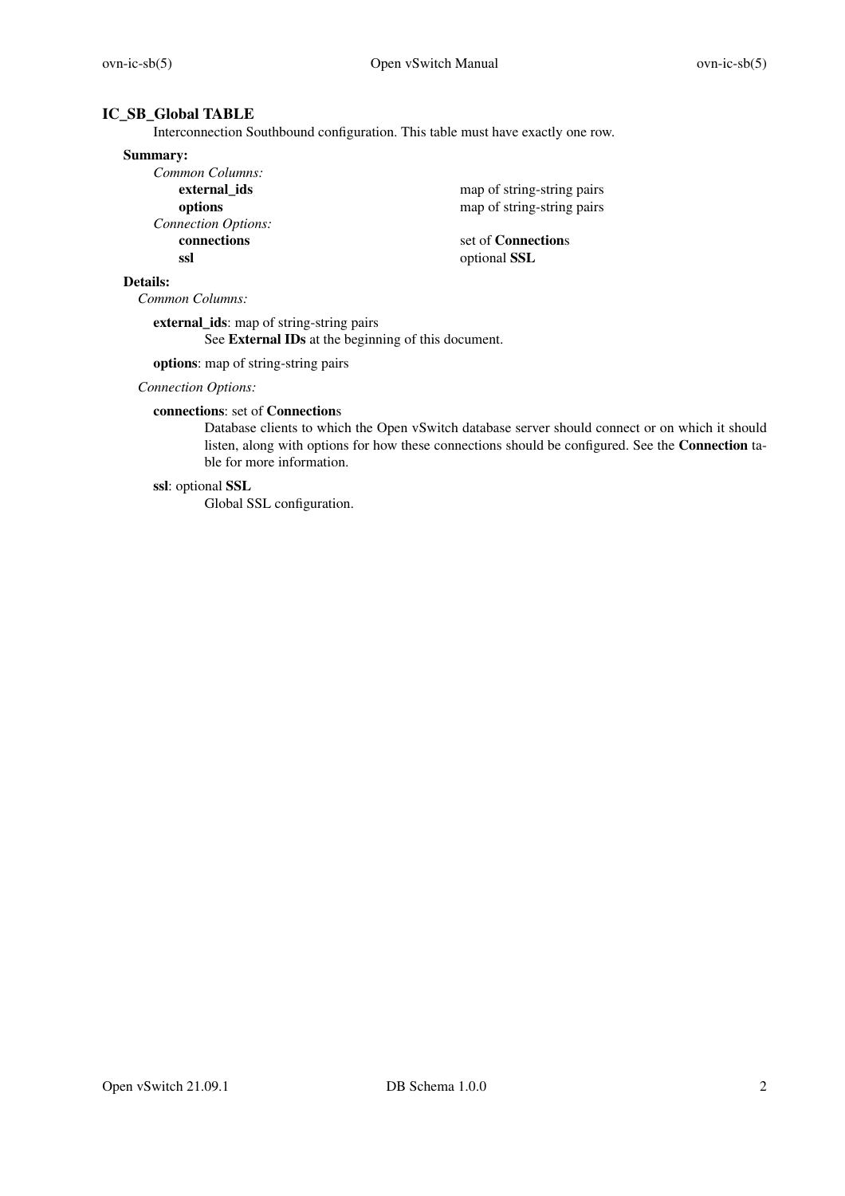## IC_SB_Global TABLE

Interconnection Southbound configuration. This table must have exactly one row.

### Summary:

*Common Columns:*

| | |
|---|---|
| **external_ids** | map of string-string pairs |
| **options** | map of string-string pairs |

*Connection Options:*

| | |
|---|---|
| **connections** | set of **Connection**s |
| **ssl** | optional **SSL** |

### Details:

*Common Columns:*

**external_ids**: map of string-string pairs

See **External IDs** at the beginning of this document.

**options**: map of string-string pairs

*Connection Options:*

**connections**: set of **Connection**s

Database clients to which the Open vSwitch database server should connect or on which it should listen, along with options for how these connections should be configured. See the **Connection** table for more information.

**ssl**: optional **SSL**

Global SSL configuration.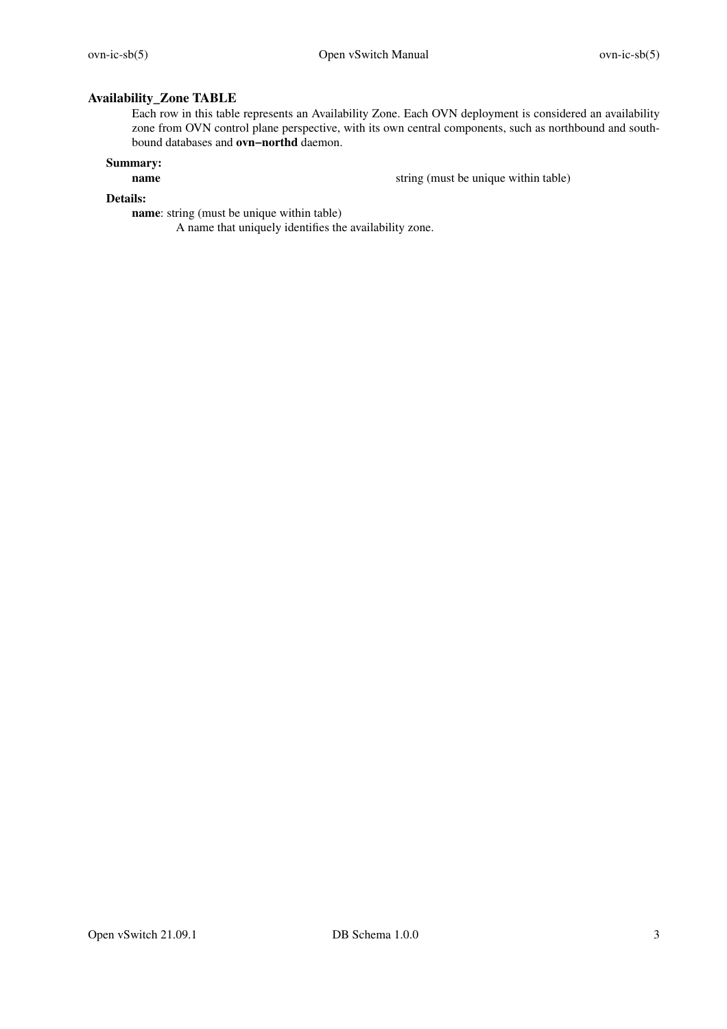## Availability_Zone TABLE

Each row in this table represents an Availability Zone. Each OVN deployment is considered an availability zone from OVN control plane perspective, with its own central components, such as northbound and southbound databases and **ovn−northd** daemon.

### Summary:

| | |
|---|---|
| **name** | string (must be unique within table) |

### Details:

**name**: string (must be unique within table)

A name that uniquely identifies the availability zone.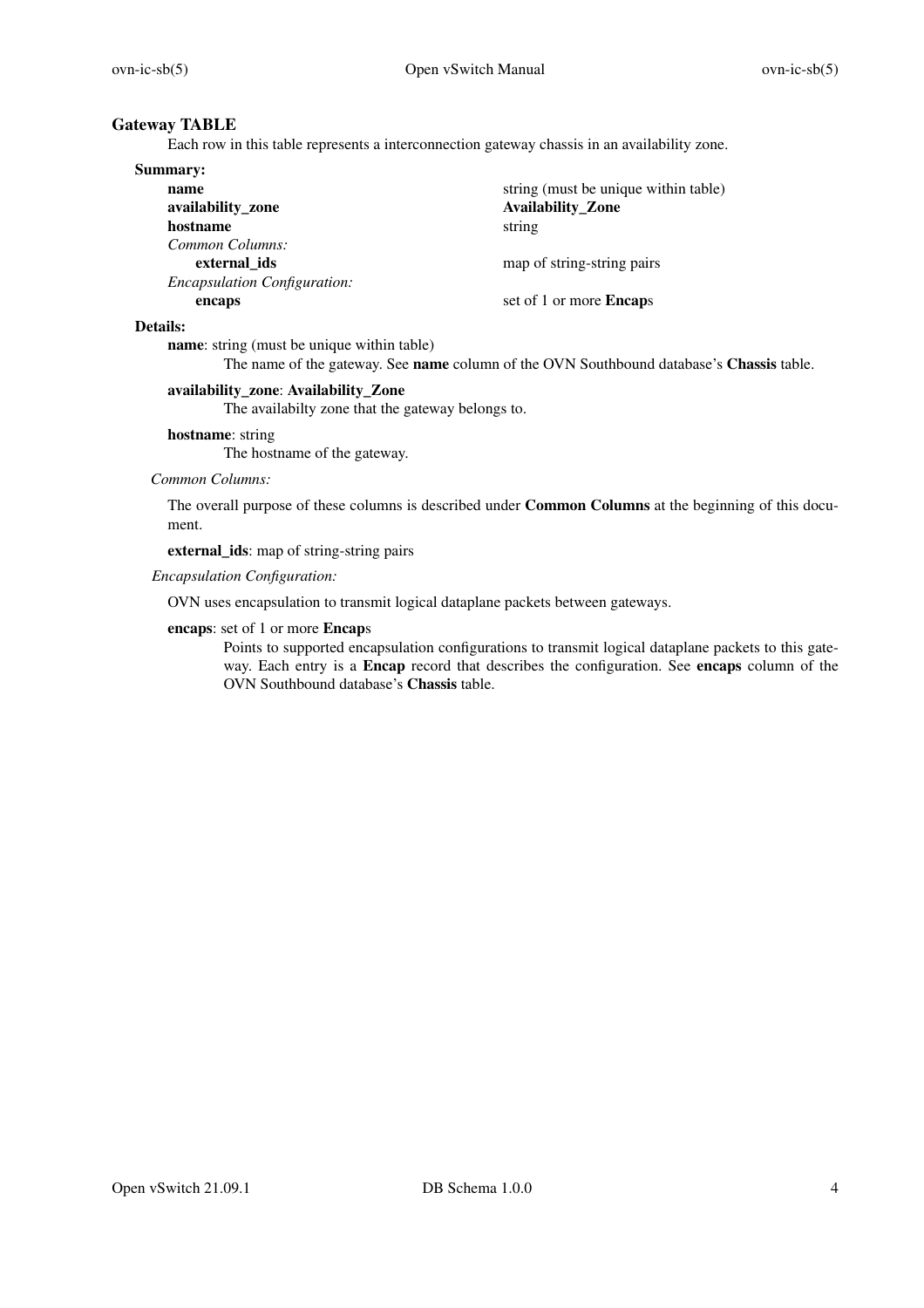## Gateway TABLE

Each row in this table represents a interconnection gateway chassis in an availability zone.

### Summary:

| | |
|---|---|
| **name** | string (must be unique within table) |
| **availability_zone** | **Availability_Zone** |
| **hostname** | string |
| *Common Columns:* | |
| **external_ids** | map of string-string pairs |
| *Encapsulation Configuration:* | |
| **encaps** | set of 1 or more **Encap**s |

### Details:

**name**: string (must be unique within table)

The name of the gateway. See **name** column of the OVN Southbound database's **Chassis** table.

**availability_zone**: **Availability_Zone**

The availabilty zone that the gateway belongs to.

**hostname**: string

The hostname of the gateway.

*Common Columns:*

The overall purpose of these columns is described under **Common Columns** at the beginning of this document.

**external_ids**: map of string-string pairs

*Encapsulation Configuration:*

OVN uses encapsulation to transmit logical dataplane packets between gateways.

**encaps**: set of 1 or more **Encap**s

Points to supported encapsulation configurations to transmit logical dataplane packets to this gateway. Each entry is a **Encap** record that describes the configuration. See **encaps** column of the OVN Southbound database's **Chassis** table.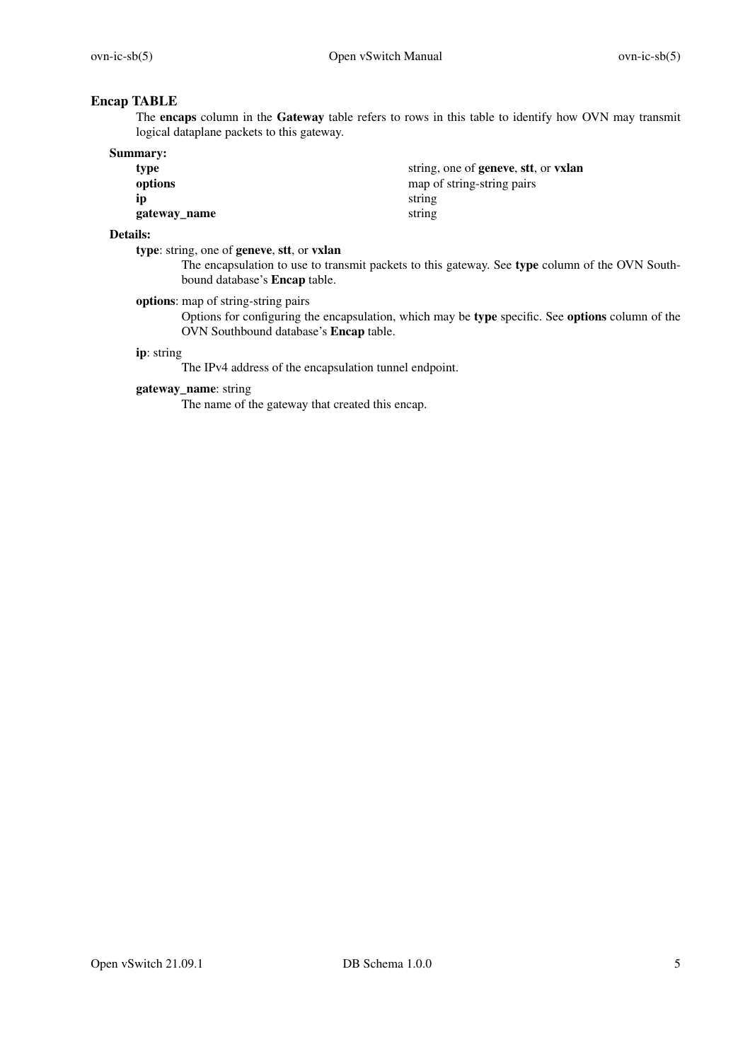## Encap TABLE

The **encaps** column in the **Gateway** table refers to rows in this table to identify how OVN may transmit logical dataplane packets to this gateway.

### Summary:

| | |
|---|---|
| **type** | string, one of **geneve**, **stt**, or **vxlan** |
| **options** | map of string-string pairs |
| **ip** | string |
| **gateway_name** | string |

### Details:

**type**: string, one of **geneve**, **stt**, or **vxlan**

The encapsulation to use to transmit packets to this gateway. See **type** column of the OVN Southbound database's **Encap** table.

**options**: map of string-string pairs

Options for configuring the encapsulation, which may be **type** specific. See **options** column of the OVN Southbound database's **Encap** table.

**ip**: string

The IPv4 address of the encapsulation tunnel endpoint.

**gateway_name**: string

The name of the gateway that created this encap.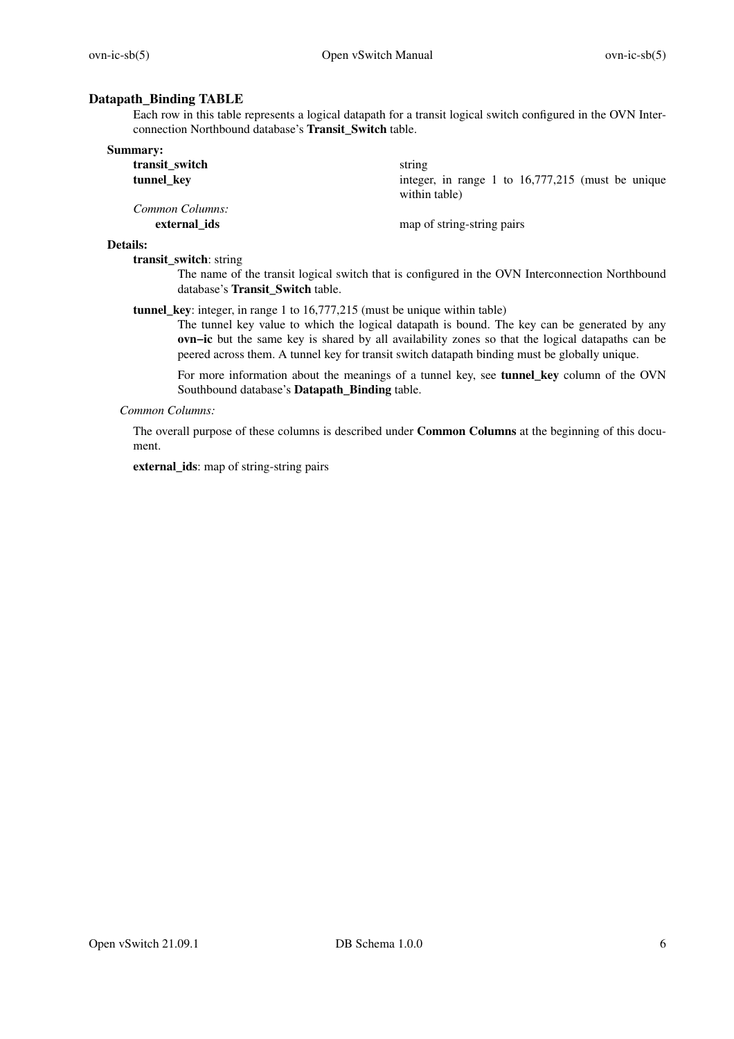## Datapath_Binding TABLE

Each row in this table represents a logical datapath for a transit logical switch configured in the OVN Interconnection Northbound database's **Transit_Switch** table.

### Summary:

| | |
|---|---|
| **transit_switch** | string |
| **tunnel_key** | integer, in range 1 to 16,777,215 (must be unique within table) |
| *Common Columns:* | |
| **external_ids** | map of string-string pairs |

### Details:

**transit_switch**: string

The name of the transit logical switch that is configured in the OVN Interconnection Northbound database's **Transit_Switch** table.

**tunnel_key**: integer, in range 1 to 16,777,215 (must be unique within table)

The tunnel key value to which the logical datapath is bound. The key can be generated by any **ovn−ic** but the same key is shared by all availability zones so that the logical datapaths can be peered across them. A tunnel key for transit switch datapath binding must be globally unique.

For more information about the meanings of a tunnel key, see **tunnel_key** column of the OVN Southbound database's **Datapath_Binding** table.

*Common Columns:*

The overall purpose of these columns is described under **Common Columns** at the beginning of this document.

**external_ids**: map of string-string pairs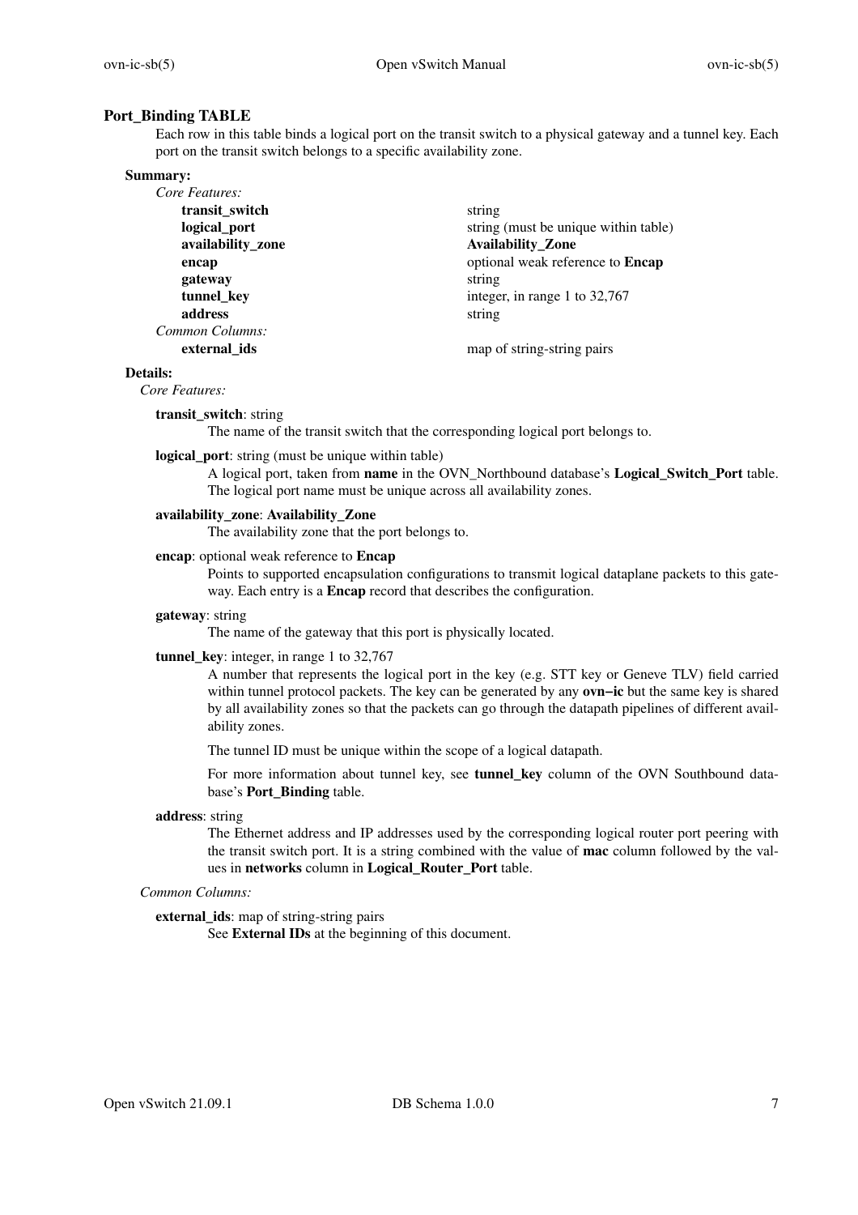## Port_Binding TABLE

Each row in this table binds a logical port on the transit switch to a physical gateway and a tunnel key. Each port on the transit switch belongs to a specific availability zone.

### Summary:

*Core Features:*

| | |
|---|---|
| **transit_switch** | string |
| **logical_port** | string (must be unique within table) |
| **availability_zone** | **Availability_Zone** |
| **encap** | optional weak reference to **Encap** |
| **gateway** | string |
| **tunnel_key** | integer, in range 1 to 32,767 |
| **address** | string |

*Common Columns:*

| | |
|---|---|
| **external_ids** | map of string-string pairs |

### Details:

*Core Features:*

**transit_switch**: string

The name of the transit switch that the corresponding logical port belongs to.

**logical_port**: string (must be unique within table)

A logical port, taken from **name** in the OVN_Northbound database's **Logical_Switch_Port** table. The logical port name must be unique across all availability zones.

**availability_zone**: **Availability_Zone**

The availability zone that the port belongs to.

**encap**: optional weak reference to **Encap**

Points to supported encapsulation configurations to transmit logical dataplane packets to this gateway. Each entry is a **Encap** record that describes the configuration.

**gateway**: string

The name of the gateway that this port is physically located.

**tunnel_key**: integer, in range 1 to 32,767

A number that represents the logical port in the key (e.g. STT key or Geneve TLV) field carried within tunnel protocol packets. The key can be generated by any **ovn−ic** but the same key is shared by all availability zones so that the packets can go through the datapath pipelines of different availability zones.

The tunnel ID must be unique within the scope of a logical datapath.

For more information about tunnel key, see **tunnel_key** column of the OVN Southbound database's **Port_Binding** table.

**address**: string

The Ethernet address and IP addresses used by the corresponding logical router port peering with the transit switch port. It is a string combined with the value of **mac** column followed by the values in **networks** column in **Logical_Router_Port** table.

*Common Columns:*

**external_ids**: map of string-string pairs

See **External IDs** at the beginning of this document.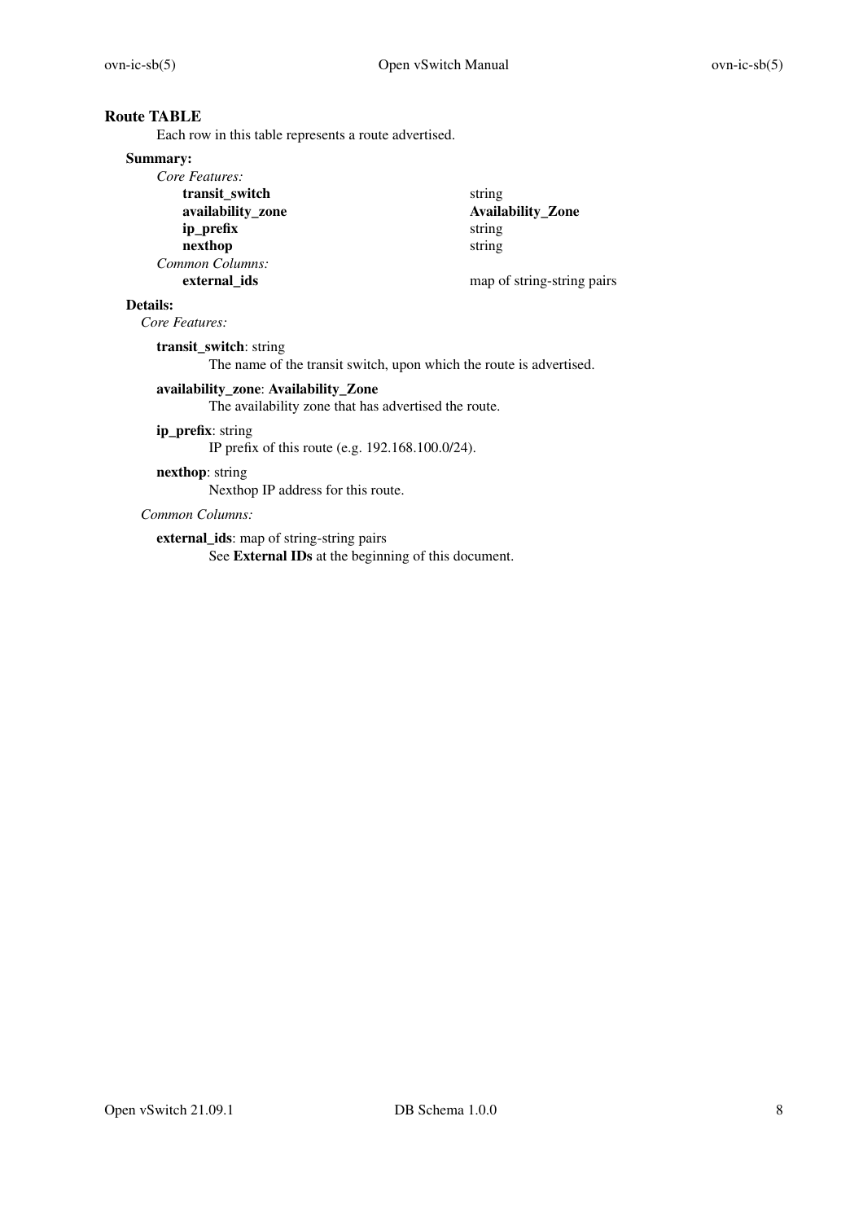## Route TABLE

Each row in this table represents a route advertised.

### Summary:

*Core Features:*

| | |
|---|---|
| **transit_switch** | string |
| **availability_zone** | **Availability_Zone** |
| **ip_prefix** | string |
| **nexthop** | string |

*Common Columns:*

| | |
|---|---|
| **external_ids** | map of string-string pairs |

### Details:

*Core Features:*

**transit_switch**: string

The name of the transit switch, upon which the route is advertised.

**availability_zone**: **Availability_Zone**

The availability zone that has advertised the route.

**ip_prefix**: string

IP prefix of this route (e.g. 192.168.100.0/24).

**nexthop**: string

Nexthop IP address for this route.

*Common Columns:*

**external_ids**: map of string-string pairs

See **External IDs** at the beginning of this document.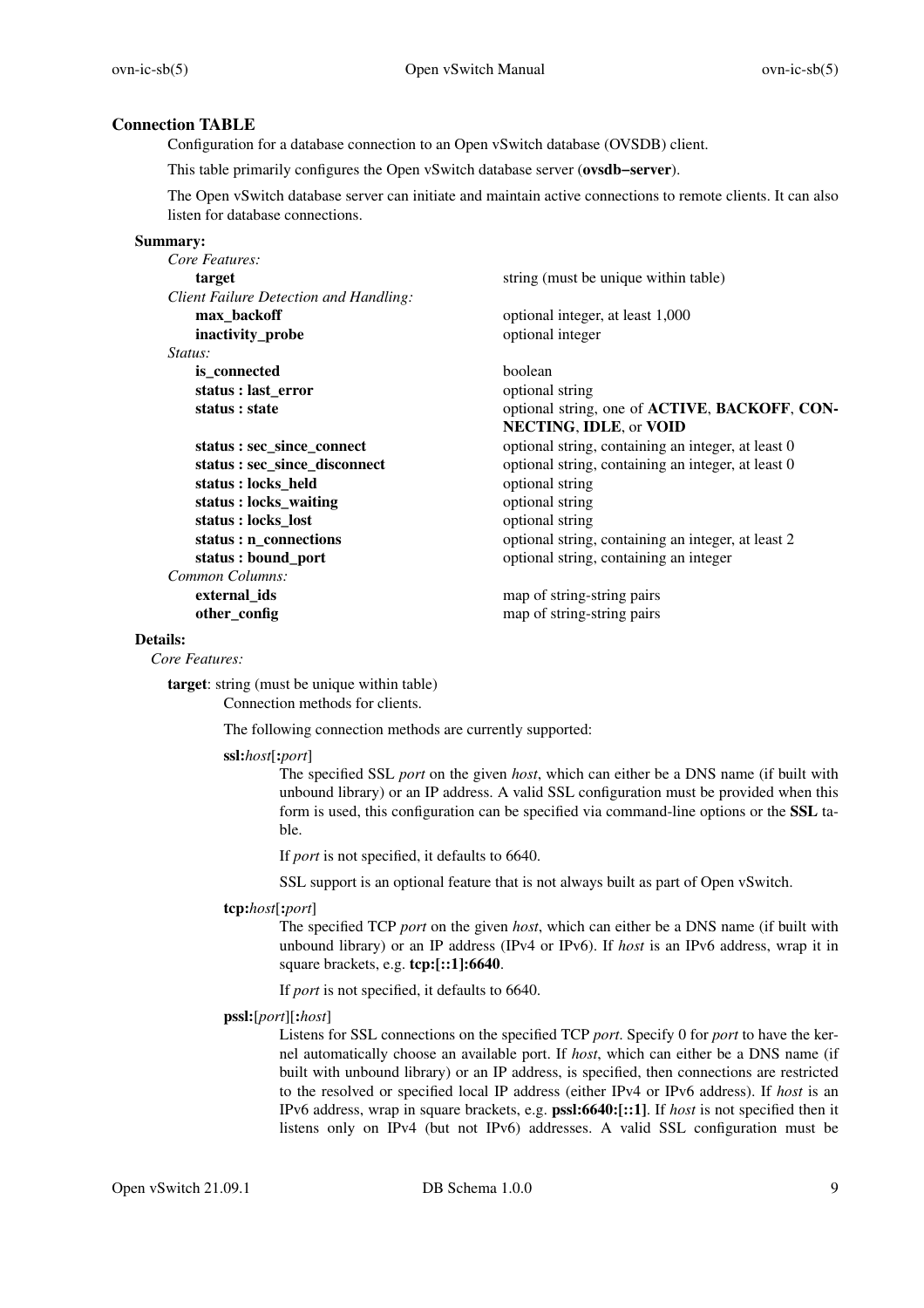## Connection TABLE

Configuration for a database connection to an Open vSwitch database (OVSDB) client.

This table primarily configures the Open vSwitch database server (**ovsdb−server**).

The Open vSwitch database server can initiate and maintain active connections to remote clients. It can also listen for database connections.

### Summary:

| | |
|---|---|
| *Core Features:* | |
| **target** | string (must be unique within table) |
| *Client Failure Detection and Handling:* | |
| **max_backoff** | optional integer, at least 1,000 |
| **inactivity_probe** | optional integer |
| *Status:* | |
| **is_connected** | boolean |
| **status : last_error** | optional string |
| **status : state** | optional string, one of **ACTIVE**, **BACKOFF**, **CONNECTING**, **IDLE**, or **VOID** |
| **status : sec_since_connect** | optional string, containing an integer, at least 0 |
| **status : sec_since_disconnect** | optional string, containing an integer, at least 0 |
| **status : locks_held** | optional string |
| **status : locks_waiting** | optional string |
| **status : locks_lost** | optional string |
| **status : n_connections** | optional string, containing an integer, at least 2 |
| **status : bound_port** | optional string, containing an integer |
| *Common Columns:* | |
| **external_ids** | map of string-string pairs |
| **other_config** | map of string-string pairs |

### Details:

*Core Features:*

**target**: string (must be unique within table)

Connection methods for clients.

The following connection methods are currently supported:

**ssl:***host*[**:***port*]

The specified SSL *port* on the given *host*, which can either be a DNS name (if built with unbound library) or an IP address. A valid SSL configuration must be provided when this form is used, this configuration can be specified via command-line options or the **SSL** table.

If *port* is not specified, it defaults to 6640.

SSL support is an optional feature that is not always built as part of Open vSwitch.

**tcp:***host*[**:***port*]

The specified TCP *port* on the given *host*, which can either be a DNS name (if built with unbound library) or an IP address (IPv4 or IPv6). If *host* is an IPv6 address, wrap it in square brackets, e.g. **tcp:[::1]:6640**.

If *port* is not specified, it defaults to 6640.

**pssl:**[*port*][**:***host*]

Listens for SSL connections on the specified TCP *port*. Specify 0 for *port* to have the kernel automatically choose an available port. If *host*, which can either be a DNS name (if built with unbound library) or an IP address, is specified, then connections are restricted to the resolved or specified local IP address (either IPv4 or IPv6 address). If *host* is an IPv6 address, wrap in square brackets, e.g. **pssl:6640:[::1]**. If *host* is not specified then it listens only on IPv4 (but not IPv6) addresses. A valid SSL configuration must be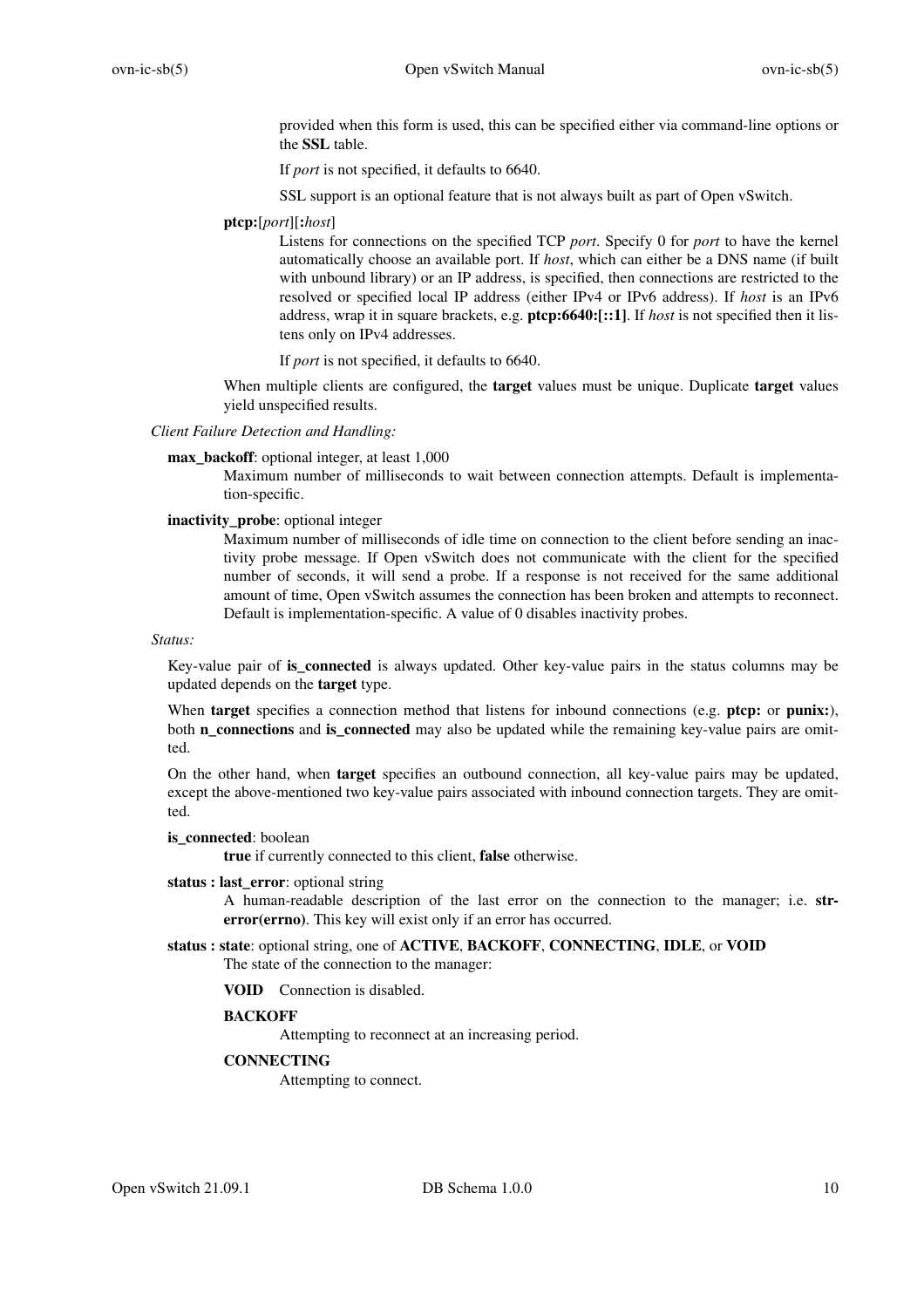provided when this form is used, this can be specified either via command-line options or the **SSL** table.

If *port* is not specified, it defaults to 6640.

SSL support is an optional feature that is not always built as part of Open vSwitch.

**ptcp:**[*port*][**:***host*]

Listens for connections on the specified TCP *port*. Specify 0 for *port* to have the kernel automatically choose an available port. If *host*, which can either be a DNS name (if built with unbound library) or an IP address, is specified, then connections are restricted to the resolved or specified local IP address (either IPv4 or IPv6 address). If *host* is an IPv6 address, wrap it in square brackets, e.g. **ptcp:6640:[::1]**. If *host* is not specified then it listens only on IPv4 addresses.

If *port* is not specified, it defaults to 6640.

When multiple clients are configured, the **target** values must be unique. Duplicate **target** values yield unspecified results.

*Client Failure Detection and Handling:*

**max_backoff**: optional integer, at least 1,000

Maximum number of milliseconds to wait between connection attempts. Default is implementation-specific.

**inactivity_probe**: optional integer

Maximum number of milliseconds of idle time on connection to the client before sending an inactivity probe message. If Open vSwitch does not communicate with the client for the specified number of seconds, it will send a probe. If a response is not received for the same additional amount of time, Open vSwitch assumes the connection has been broken and attempts to reconnect. Default is implementation-specific. A value of 0 disables inactivity probes.

*Status:*

Key-value pair of **is_connected** is always updated. Other key-value pairs in the status columns may be updated depends on the **target** type.

When **target** specifies a connection method that listens for inbound connections (e.g. **ptcp:** or **punix:**), both **n_connections** and **is_connected** may also be updated while the remaining key-value pairs are omitted.

On the other hand, when **target** specifies an outbound connection, all key-value pairs may be updated, except the above-mentioned two key-value pairs associated with inbound connection targets. They are omitted.

**is_connected**: boolean

**true** if currently connected to this client, **false** otherwise.

**status : last_error**: optional string

A human-readable description of the last error on the connection to the manager; i.e. **strerror(errno)**. This key will exist only if an error has occurred.

**status : state**: optional string, one of **ACTIVE**, **BACKOFF**, **CONNECTING**, **IDLE**, or **VOID**

The state of the connection to the manager:

**VOID** Connection is disabled.

**BACKOFF**

Attempting to reconnect at an increasing period.

**CONNECTING**

Attempting to connect.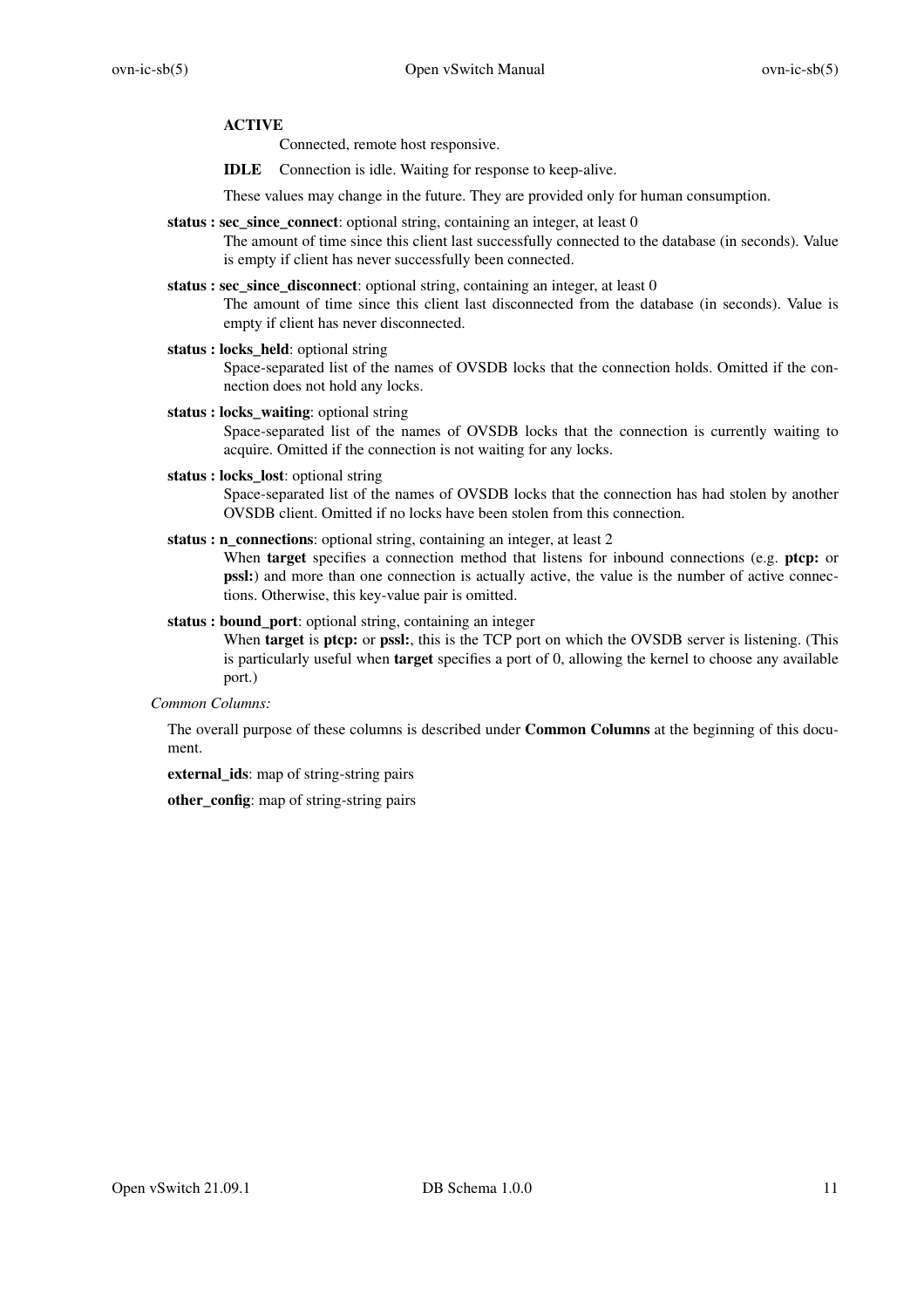**ACTIVE**
Connected, remote host responsive.

**IDLE** Connection is idle. Waiting for response to keep-alive.

These values may change in the future. They are provided only for human consumption.

**status : sec_since_connect**: optional string, containing an integer, at least 0
The amount of time since this client last successfully connected to the database (in seconds). Value is empty if client has never successfully been connected.

**status : sec_since_disconnect**: optional string, containing an integer, at least 0
The amount of time since this client last disconnected from the database (in seconds). Value is empty if client has never disconnected.

**status : locks_held**: optional string
Space-separated list of the names of OVSDB locks that the connection holds. Omitted if the connection does not hold any locks.

**status : locks_waiting**: optional string
Space-separated list of the names of OVSDB locks that the connection is currently waiting to acquire. Omitted if the connection is not waiting for any locks.

**status : locks_lost**: optional string
Space-separated list of the names of OVSDB locks that the connection has had stolen by another OVSDB client. Omitted if no locks have been stolen from this connection.

**status : n_connections**: optional string, containing an integer, at least 2
When **target** specifies a connection method that listens for inbound connections (e.g. **ptcp:** or **pssl:**) and more than one connection is actually active, the value is the number of active connections. Otherwise, this key-value pair is omitted.

**status : bound_port**: optional string, containing an integer
When **target** is **ptcp:** or **pssl:**, this is the TCP port on which the OVSDB server is listening. (This is particularly useful when **target** specifies a port of 0, allowing the kernel to choose any available port.)

*Common Columns:*

The overall purpose of these columns is described under **Common Columns** at the beginning of this document.

**external_ids**: map of string-string pairs

**other_config**: map of string-string pairs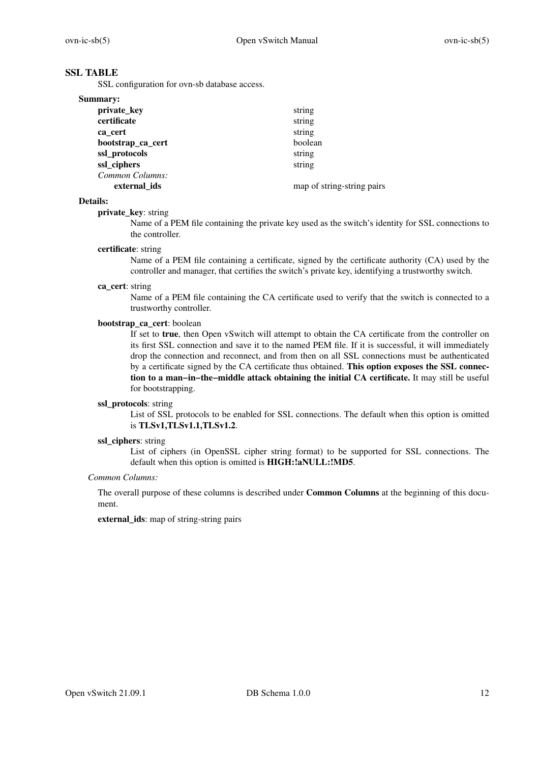## SSL TABLE

SSL configuration for ovn-sb database access.

### Summary:

| | |
|---|---|
| **private_key** | string |
| **certificate** | string |
| **ca_cert** | string |
| **bootstrap_ca_cert** | boolean |
| **ssl_protocols** | string |
| **ssl_ciphers** | string |
| *Common Columns:* | |
| **external_ids** | map of string-string pairs |

### Details:

**private_key**: string

Name of a PEM file containing the private key used as the switch's identity for SSL connections to the controller.

**certificate**: string

Name of a PEM file containing a certificate, signed by the certificate authority (CA) used by the controller and manager, that certifies the switch's private key, identifying a trustworthy switch.

**ca_cert**: string

Name of a PEM file containing the CA certificate used to verify that the switch is connected to a trustworthy controller.

**bootstrap_ca_cert**: boolean

If set to **true**, then Open vSwitch will attempt to obtain the CA certificate from the controller on its first SSL connection and save it to the named PEM file. If it is successful, it will immediately drop the connection and reconnect, and from then on all SSL connections must be authenticated by a certificate signed by the CA certificate thus obtained. **This option exposes the SSL connection to a man−in−the−middle attack obtaining the initial CA certificate.** It may still be useful for bootstrapping.

**ssl_protocols**: string

List of SSL protocols to be enabled for SSL connections. The default when this option is omitted is **TLSv1,TLSv1.1,TLSv1.2**.

**ssl_ciphers**: string

List of ciphers (in OpenSSL cipher string format) to be supported for SSL connections. The default when this option is omitted is **HIGH:!aNULL:!MD5**.

*Common Columns:*

The overall purpose of these columns is described under **Common Columns** at the beginning of this document.

**external_ids**: map of string-string pairs